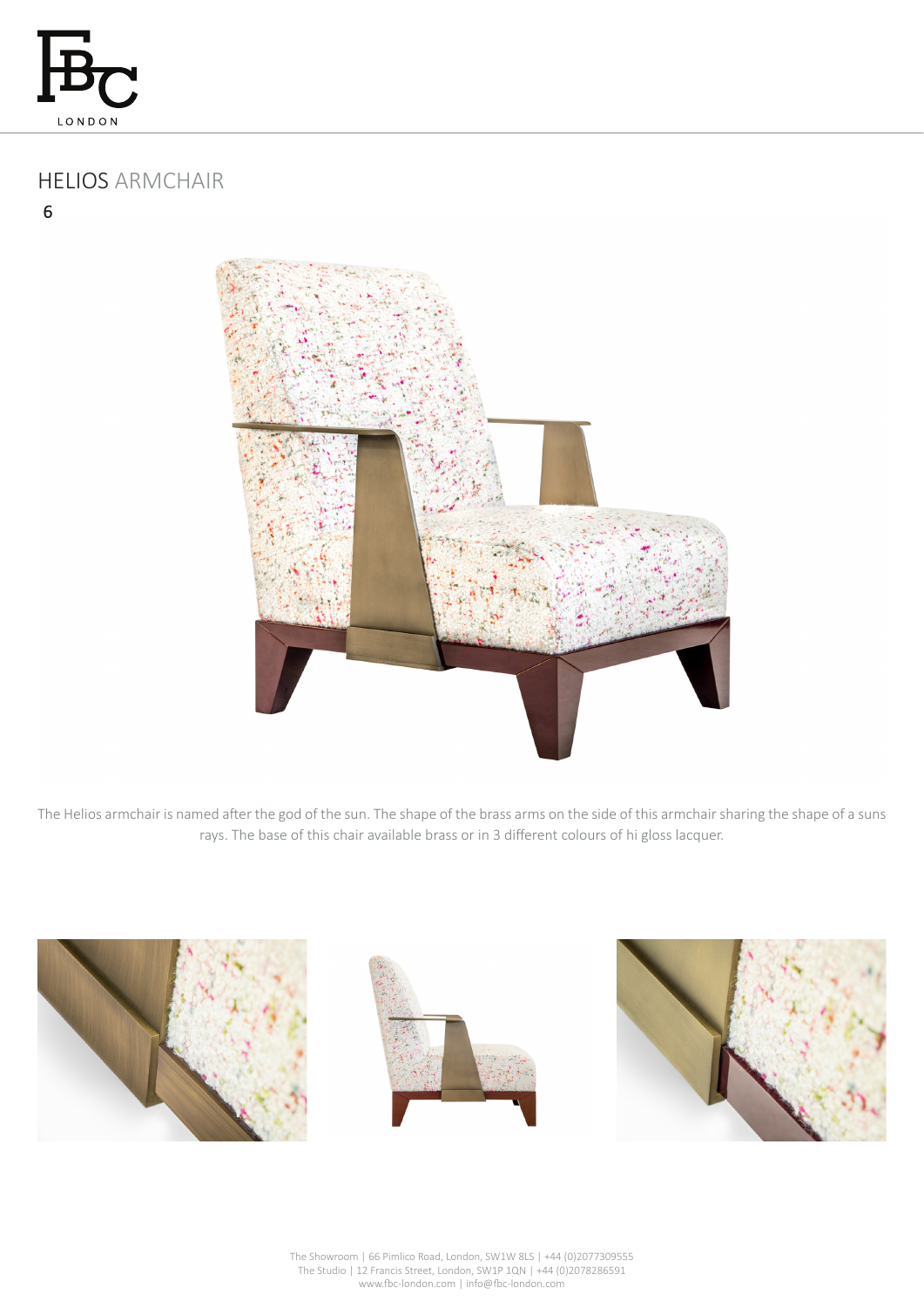# HELIOS ARMCHAIR

6

The Helios armchair is named after the god of the sun. The shape of the brass arms on the side of this armchair sharing the shape of a suns rays. The base of this chair available brass or in 3 different colours of hi gloss lacquer.

The Showroom | 66 Pimlico Road, London, SW1W 8LS | +44 (0)2077309555
The Studio | 12 Francis Street, London, SW1P 1QN | +44 (0)2078286591
www.fbc-london.com | info@fbc-london.com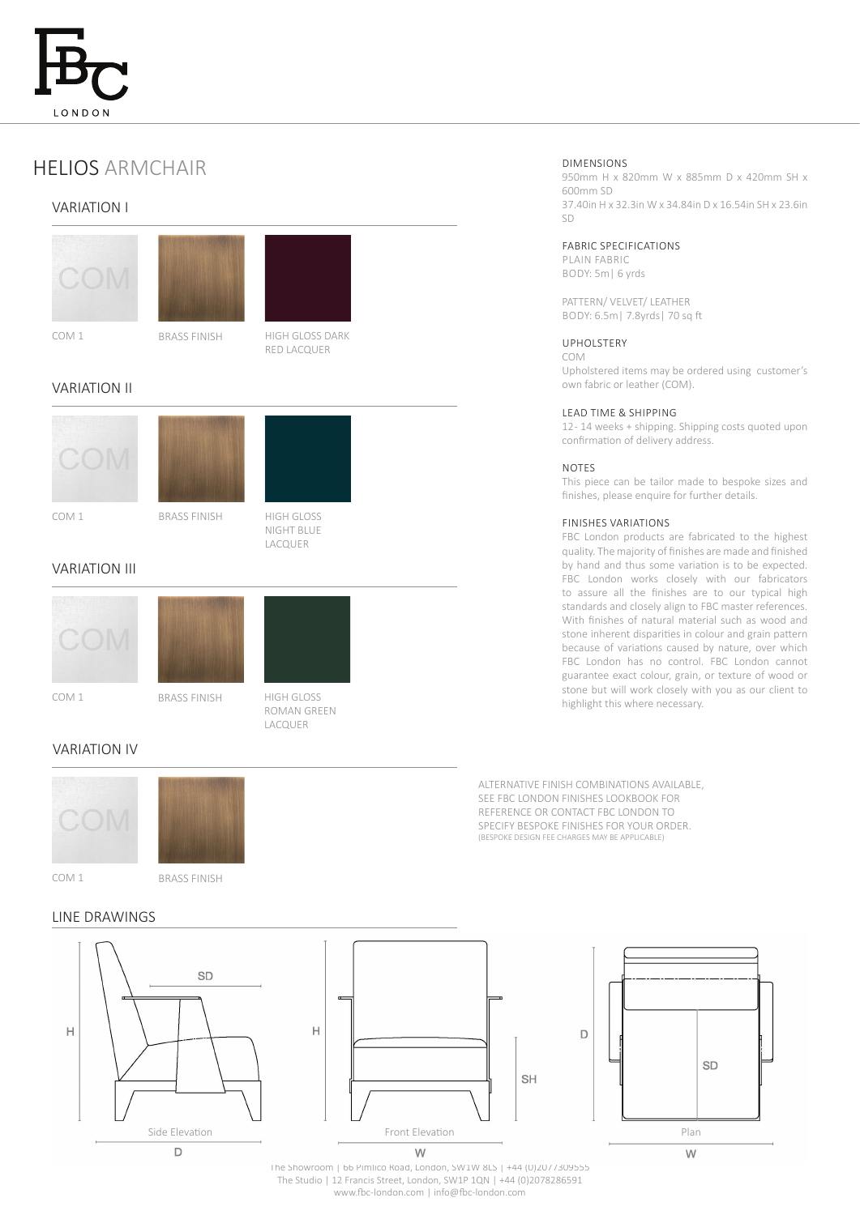# HELIOS ARMCHAIR

## VARIATION I

COM 1

BRASS FINISH

HIGH GLOSS DARK RED LACQUER

## VARIATION II

COM 1

BRASS FINISH

HIGH GLOSS NIGHT BLUE LACQUER

## VARIATION III

COM 1

BRASS FINISH

HIGH GLOSS ROMAN GREEN LACQUER

## VARIATION IV

COM 1

BRASS FINISH

## LINE DRAWINGS

H
SD
Side Elevation
D

H
SH
Front Elevation
W

D
SD
Plan
W

### DIMENSIONS

950mm H x 820mm W x 885mm D x 420mm SH x 600mm SD
37.40in H x 32.3in W x 34.84in D x 16.54in SH x 23.6in SD

### FABRIC SPECIFICATIONS

PLAIN FABRIC
BODY: 5m| 6 yrds

PATTERN/ VELVET/ LEATHER
BODY: 6.5m| 7.8yrds| 70 sq ft

### UPHOLSTERY

COM
Upholstered items may be ordered using customer's own fabric or leather (COM).

### LEAD TIME & SHIPPING

12- 14 weeks + shipping. Shipping costs quoted upon confirmation of delivery address.

### NOTES

This piece can be tailor made to bespoke sizes and finishes, please enquire for further details.

### FINISHES VARIATIONS

FBC London products are fabricated to the highest quality. The majority of finishes are made and finished by hand and thus some variation is to be expected. FBC London works closely with our fabricators to assure all the finishes are to our typical high standards and closely align to FBC master references. With finishes of natural material such as wood and stone inherent disparities in colour and grain pattern because of variations caused by nature, over which FBC London has no control. FBC London cannot guarantee exact colour, grain, or texture of wood or stone but will work closely with you as our client to highlight this where necessary.

ALTERNATIVE FINISH COMBINATIONS AVAILABLE, SEE FBC LONDON FINISHES LOOKBOOK FOR REFERENCE OR CONTACT FBC LONDON TO SPECIFY BESPOKE FINISHES FOR YOUR ORDER.
(BESPOKE DESIGN FEE CHARGES MAY BE APPLICABLE)

The Showroom | 66 Pimlico Road, London, SW1W 8LS | +44 (0)2077309555
The Studio | 12 Francis Street, London, SW1P 1QN | +44 (0)2078286591
www.fbc-london.com | info@fbc-london.com